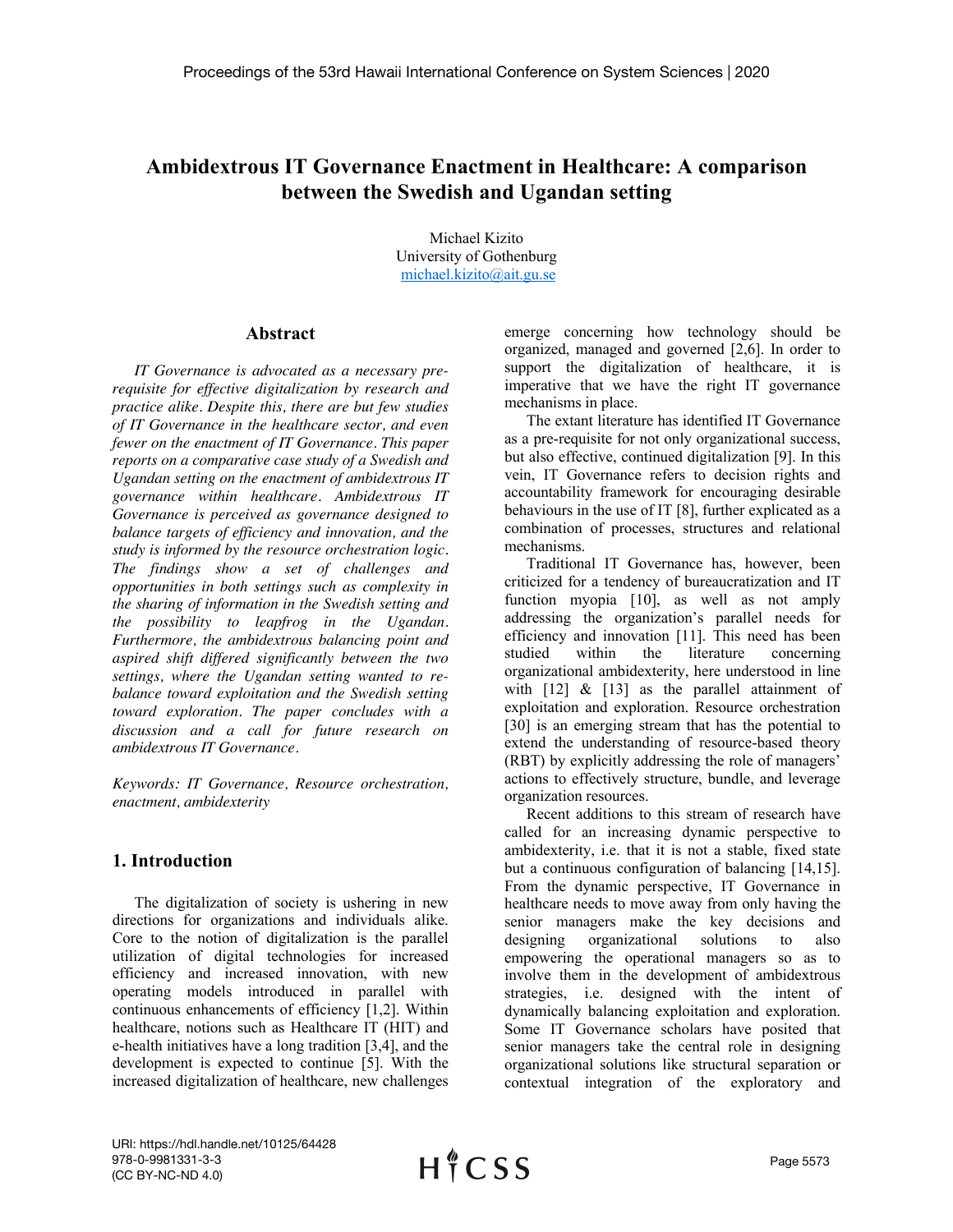# Ambidextrous IT Governance Enactment in Healthcare: A comparison between the Swedish and Ugandan setting

Michael Kizito
University of Gothenburg
michael.kizito@ait.gu.se

## Abstract

*IT Governance is advocated as a necessary pre-requisite for effective digitalization by research and practice alike. Despite this, there are but few studies of IT Governance in the healthcare sector, and even fewer on the enactment of IT Governance. This paper reports on a comparative case study of a Swedish and Ugandan setting on the enactment of ambidextrous IT governance within healthcare. Ambidextrous IT Governance is perceived as governance designed to balance targets of efficiency and innovation, and the study is informed by the resource orchestration logic. The findings show a set of challenges and opportunities in both settings such as complexity in the sharing of information in the Swedish setting and the possibility to leapfrog in the Ugandan. Furthermore, the ambidextrous balancing point and aspired shift differed significantly between the two settings, where the Ugandan setting wanted to re-balance toward exploitation and the Swedish setting toward exploration. The paper concludes with a discussion and a call for future research on ambidextrous IT Governance.*

*Keywords: IT Governance, Resource orchestration, enactment, ambidexterity*

## 1. Introduction

The digitalization of society is ushering in new directions for organizations and individuals alike. Core to the notion of digitalization is the parallel utilization of digital technologies for increased efficiency and increased innovation, with new operating models introduced in parallel with continuous enhancements of efficiency [1,2]. Within healthcare, notions such as Healthcare IT (HIT) and e-health initiatives have a long tradition [3,4], and the development is expected to continue [5]. With the increased digitalization of healthcare, new challenges emerge concerning how technology should be organized, managed and governed [2,6]. In order to support the digitalization of healthcare, it is imperative that we have the right IT governance mechanisms in place.

The extant literature has identified IT Governance as a pre-requisite for not only organizational success, but also effective, continued digitalization [9]. In this vein, IT Governance refers to decision rights and accountability framework for encouraging desirable behaviours in the use of IT [8], further explicated as a combination of processes, structures and relational mechanisms.

Traditional IT Governance has, however, been criticized for a tendency of bureaucratization and IT function myopia [10], as well as not amply addressing the organization's parallel needs for efficiency and innovation [11]. This need has been studied within the literature concerning organizational ambidexterity, here understood in line with [12] & [13] as the parallel attainment of exploitation and exploration. Resource orchestration [30] is an emerging stream that has the potential to extend the understanding of resource-based theory (RBT) by explicitly addressing the role of managers' actions to effectively structure, bundle, and leverage organization resources.

Recent additions to this stream of research have called for an increasing dynamic perspective to ambidexterity, i.e. that it is not a stable, fixed state but a continuous configuration of balancing [14,15]. From the dynamic perspective, IT Governance in healthcare needs to move away from only having the senior managers make the key decisions and designing organizational solutions to also empowering the operational managers so as to involve them in the development of ambidextrous strategies, i.e. designed with the intent of dynamically balancing exploitation and exploration. Some IT Governance scholars have posited that senior managers take the central role in designing organizational solutions like structural separation or contextual integration of the exploratory and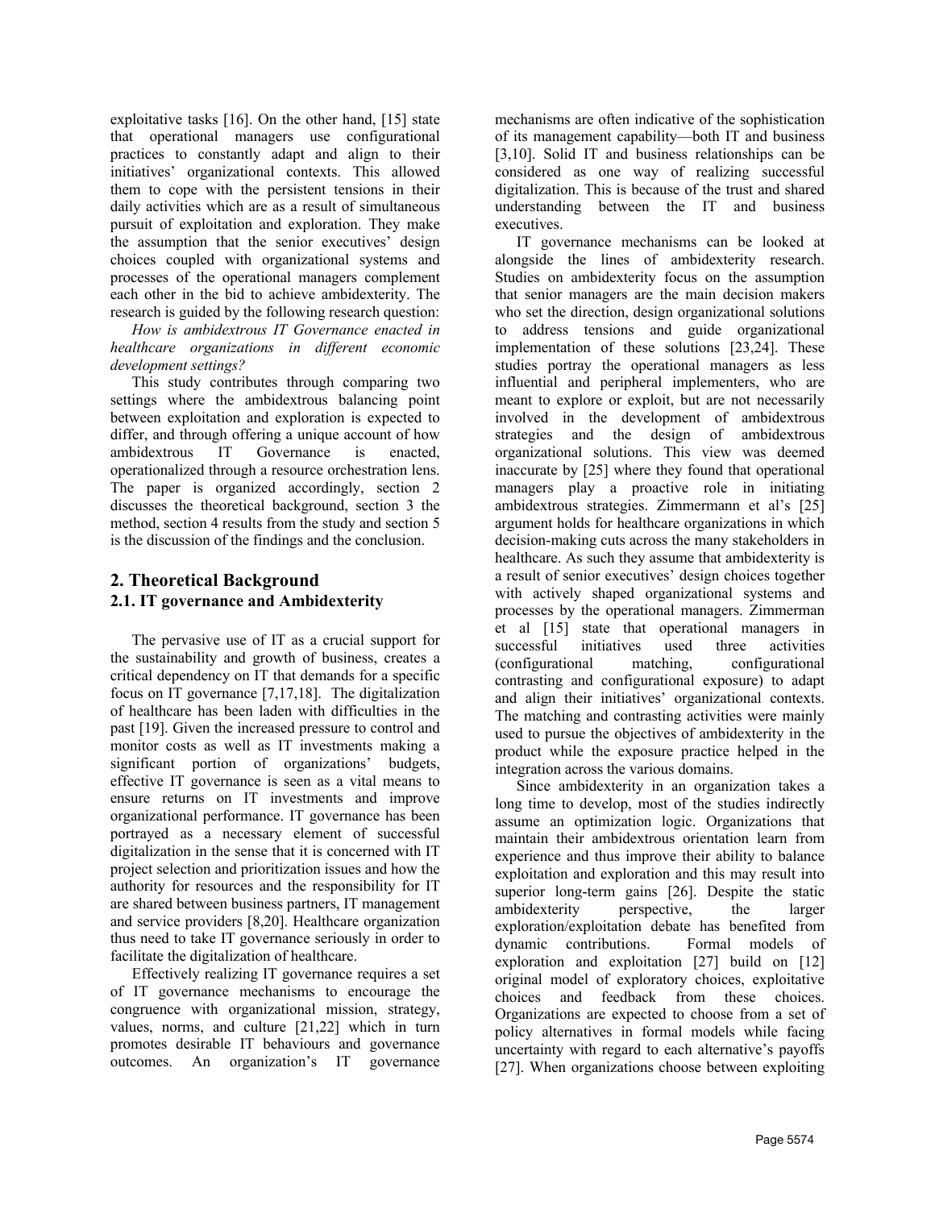exploitative tasks [16]. On the other hand, [15] state that operational managers use configurational practices to constantly adapt and align to their initiatives' organizational contexts. This allowed them to cope with the persistent tensions in their daily activities which are as a result of simultaneous pursuit of exploitation and exploration. They make the assumption that the senior executives' design choices coupled with organizational systems and processes of the operational managers complement each other in the bid to achieve ambidexterity. The research is guided by the following research question:

*How is ambidextrous IT Governance enacted in healthcare organizations in different economic development settings?*

This study contributes through comparing two settings where the ambidextrous balancing point between exploitation and exploration is expected to differ, and through offering a unique account of how ambidextrous IT Governance is enacted, operationalized through a resource orchestration lens. The paper is organized accordingly, section 2 discusses the theoretical background, section 3 the method, section 4 results from the study and section 5 is the discussion of the findings and the conclusion.

## 2. Theoretical Background

### 2.1. IT governance and Ambidexterity

The pervasive use of IT as a crucial support for the sustainability and growth of business, creates a critical dependency on IT that demands for a specific focus on IT governance [7,17,18]. The digitalization of healthcare has been laden with difficulties in the past [19]. Given the increased pressure to control and monitor costs as well as IT investments making a significant portion of organizations' budgets, effective IT governance is seen as a vital means to ensure returns on IT investments and improve organizational performance. IT governance has been portrayed as a necessary element of successful digitalization in the sense that it is concerned with IT project selection and prioritization issues and how the authority for resources and the responsibility for IT are shared between business partners, IT management and service providers [8,20]. Healthcare organization thus need to take IT governance seriously in order to facilitate the digitalization of healthcare.

Effectively realizing IT governance requires a set of IT governance mechanisms to encourage the congruence with organizational mission, strategy, values, norms, and culture [21,22] which in turn promotes desirable IT behaviours and governance outcomes. An organization's IT governance mechanisms are often indicative of the sophistication of its management capability—both IT and business [3,10]. Solid IT and business relationships can be considered as one way of realizing successful digitalization. This is because of the trust and shared understanding between the IT and business executives.

IT governance mechanisms can be looked at alongside the lines of ambidexterity research. Studies on ambidexterity focus on the assumption that senior managers are the main decision makers who set the direction, design organizational solutions to address tensions and guide organizational implementation of these solutions [23,24]. These studies portray the operational managers as less influential and peripheral implementers, who are meant to explore or exploit, but are not necessarily involved in the development of ambidextrous strategies and the design of ambidextrous organizational solutions. This view was deemed inaccurate by [25] where they found that operational managers play a proactive role in initiating ambidextrous strategies. Zimmermann et al's [25] argument holds for healthcare organizations in which decision-making cuts across the many stakeholders in healthcare. As such they assume that ambidexterity is a result of senior executives' design choices together with actively shaped organizational systems and processes by the operational managers. Zimmerman et al [15] state that operational managers in successful initiatives used three activities (configurational matching, configurational contrasting and configurational exposure) to adapt and align their initiatives' organizational contexts. The matching and contrasting activities were mainly used to pursue the objectives of ambidexterity in the product while the exposure practice helped in the integration across the various domains.

Since ambidexterity in an organization takes a long time to develop, most of the studies indirectly assume an optimization logic. Organizations that maintain their ambidextrous orientation learn from experience and thus improve their ability to balance exploitation and exploration and this may result into superior long-term gains [26]. Despite the static ambidexterity perspective, the larger exploration/exploitation debate has benefited from dynamic contributions. Formal models of exploration and exploitation [27] build on [12] original model of exploratory choices, exploitative choices and feedback from these choices. Organizations are expected to choose from a set of policy alternatives in formal models while facing uncertainty with regard to each alternative's payoffs [27]. When organizations choose between exploiting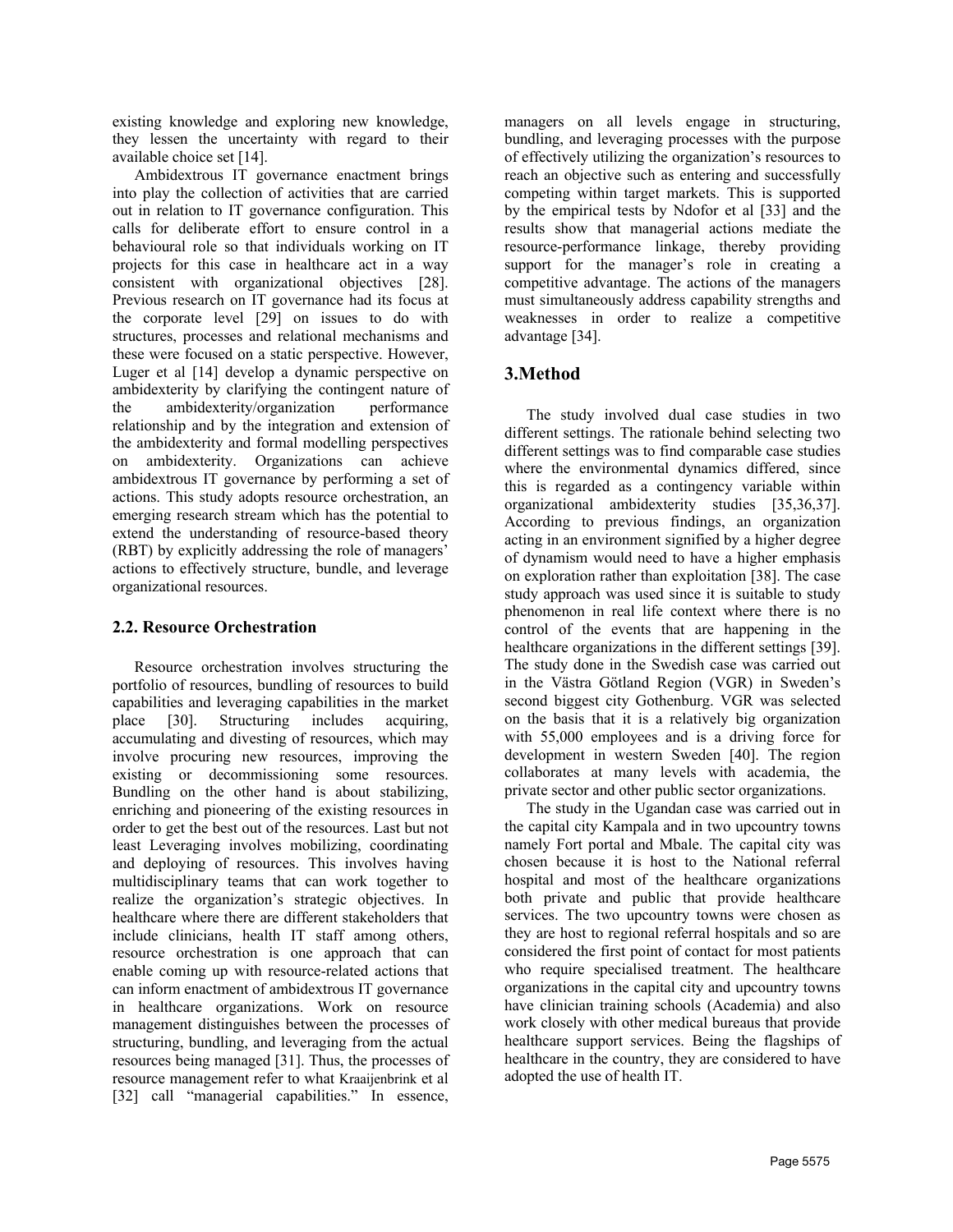existing knowledge and exploring new knowledge, they lessen the uncertainty with regard to their available choice set [14].

Ambidextrous IT governance enactment brings into play the collection of activities that are carried out in relation to IT governance configuration. This calls for deliberate effort to ensure control in a behavioural role so that individuals working on IT projects for this case in healthcare act in a way consistent with organizational objectives [28]. Previous research on IT governance had its focus at the corporate level [29] on issues to do with structures, processes and relational mechanisms and these were focused on a static perspective. However, Luger et al [14] develop a dynamic perspective on ambidexterity by clarifying the contingent nature of the ambidexterity/organization performance relationship and by the integration and extension of the ambidexterity and formal modelling perspectives on ambidexterity. Organizations can achieve ambidextrous IT governance by performing a set of actions. This study adopts resource orchestration, an emerging research stream which has the potential to extend the understanding of resource-based theory (RBT) by explicitly addressing the role of managers' actions to effectively structure, bundle, and leverage organizational resources.

### 2.2. Resource Orchestration

Resource orchestration involves structuring the portfolio of resources, bundling of resources to build capabilities and leveraging capabilities in the market place [30]. Structuring includes acquiring, accumulating and divesting of resources, which may involve procuring new resources, improving the existing or decommissioning some resources. Bundling on the other hand is about stabilizing, enriching and pioneering of the existing resources in order to get the best out of the resources. Last but not least Leveraging involves mobilizing, coordinating and deploying of resources. This involves having multidisciplinary teams that can work together to realize the organization's strategic objectives. In healthcare where there are different stakeholders that include clinicians, health IT staff among others, resource orchestration is one approach that can enable coming up with resource-related actions that can inform enactment of ambidextrous IT governance in healthcare organizations. Work on resource management distinguishes between the processes of structuring, bundling, and leveraging from the actual resources being managed [31]. Thus, the processes of resource management refer to what Kraaijenbrink et al [32] call "managerial capabilities." In essence, managers on all levels engage in structuring, bundling, and leveraging processes with the purpose of effectively utilizing the organization's resources to reach an objective such as entering and successfully competing within target markets. This is supported by the empirical tests by Ndofor et al [33] and the results show that managerial actions mediate the resource-performance linkage, thereby providing support for the manager's role in creating a competitive advantage. The actions of the managers must simultaneously address capability strengths and weaknesses in order to realize a competitive advantage [34].

## 3.Method

The study involved dual case studies in two different settings. The rationale behind selecting two different settings was to find comparable case studies where the environmental dynamics differed, since this is regarded as a contingency variable within organizational ambidexterity studies [35,36,37]. According to previous findings, an organization acting in an environment signified by a higher degree of dynamism would need to have a higher emphasis on exploration rather than exploitation [38]. The case study approach was used since it is suitable to study phenomenon in real life context where there is no control of the events that are happening in the healthcare organizations in the different settings [39]. The study done in the Swedish case was carried out in the Västra Götland Region (VGR) in Sweden's second biggest city Gothenburg. VGR was selected on the basis that it is a relatively big organization with 55,000 employees and is a driving force for development in western Sweden [40]. The region collaborates at many levels with academia, the private sector and other public sector organizations.

The study in the Ugandan case was carried out in the capital city Kampala and in two upcountry towns namely Fort portal and Mbale. The capital city was chosen because it is host to the National referral hospital and most of the healthcare organizations both private and public that provide healthcare services. The two upcountry towns were chosen as they are host to regional referral hospitals and so are considered the first point of contact for most patients who require specialised treatment. The healthcare organizations in the capital city and upcountry towns have clinician training schools (Academia) and also work closely with other medical bureaus that provide healthcare support services. Being the flagships of healthcare in the country, they are considered to have adopted the use of health IT.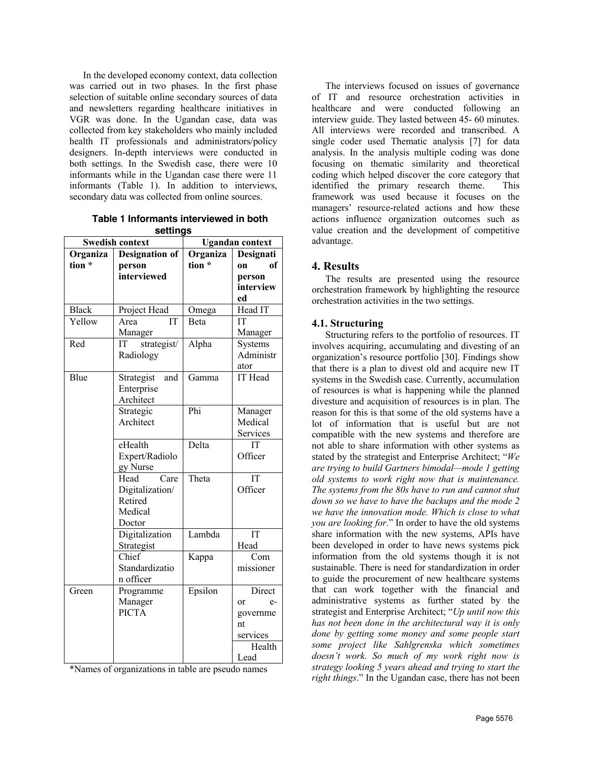In the developed economy context, data collection was carried out in two phases. In the first phase selection of suitable online secondary sources of data and newsletters regarding healthcare initiatives in VGR was done. In the Ugandan case, data was collected from key stakeholders who mainly included health IT professionals and administrators/policy designers. In-depth interviews were conducted in both settings. In the Swedish case, there were 10 informants while in the Ugandan case there were 11 informants (Table 1). In addition to interviews, secondary data was collected from online sources.

**Table 1 Informants interviewed in both settings**

| Swedish context | | Ugandan context | |
|---|---|---|---|
| **Organization \*** | **Designation of person interviewed** | **Organization \*** | **Designation of person interviewed** |
| Black | Project Head | Omega | Head IT |
| Yellow | Area IT Manager | Beta | IT Manager |
| Red | IT strategist/ Radiology | Alpha | Systems Administrator |
| Blue | Strategist and Enterprise Architect | Gamma | IT Head |
| | Strategic Architect | Phi | Manager Medical Services |
| | eHealth Expert/Radiology Nurse | Delta | IT Officer |
| | Head Care Digitalization/ Retired Medical Doctor | Theta | IT Officer |
| | Digitalization Strategist | Lambda | IT Head |
| | Chief Standardization officer | Kappa | Commissioner |
| Green | Programme Manager PICTA | Epsilon | Director e-government services |
| | | | Health Lead |

*Names of organizations in table are pseudo names

The interviews focused on issues of governance of IT and resource orchestration activities in healthcare and were conducted following an interview guide. They lasted between 45- 60 minutes. All interviews were recorded and transcribed. A single coder used Thematic analysis [7] for data analysis. In the analysis multiple coding was done focusing on thematic similarity and theoretical coding which helped discover the core category that identified the primary research theme. This framework was used because it focuses on the managers' resource-related actions and how these actions influence organization outcomes such as value creation and the development of competitive advantage.

## 4. Results

The results are presented using the resource orchestration framework by highlighting the resource orchestration activities in the two settings.

### 4.1. Structuring

Structuring refers to the portfolio of resources. IT involves acquiring, accumulating and divesting of an organization's resource portfolio [30]. Findings show that there is a plan to divest old and acquire new IT systems in the Swedish case. Currently, accumulation of resources is what is happening while the planned divesture and acquisition of resources is in plan. The reason for this is that some of the old systems have a lot of information that is useful but are not compatible with the new systems and therefore are not able to share information with other systems as stated by the strategist and Enterprise Architect; "*We are trying to build Gartners bimodal—mode 1 getting old systems to work right now that is maintenance. The systems from the 80s have to run and cannot shut down so we have to have the backups and the mode 2 we have the innovation mode. Which is close to what you are looking for*." In order to have the old systems share information with the new systems, APIs have been developed in order to have news systems pick information from the old systems though it is not sustainable. There is need for standardization in order to guide the procurement of new healthcare systems that can work together with the financial and administrative systems as further stated by the strategist and Enterprise Architect; "*Up until now this has not been done in the architectural way it is only done by getting some money and some people start some project like Sahlgrenska which sometimes doesn't work. So much of my work right now is strategy looking 5 years ahead and trying to start the right things*." In the Ugandan case, there has not been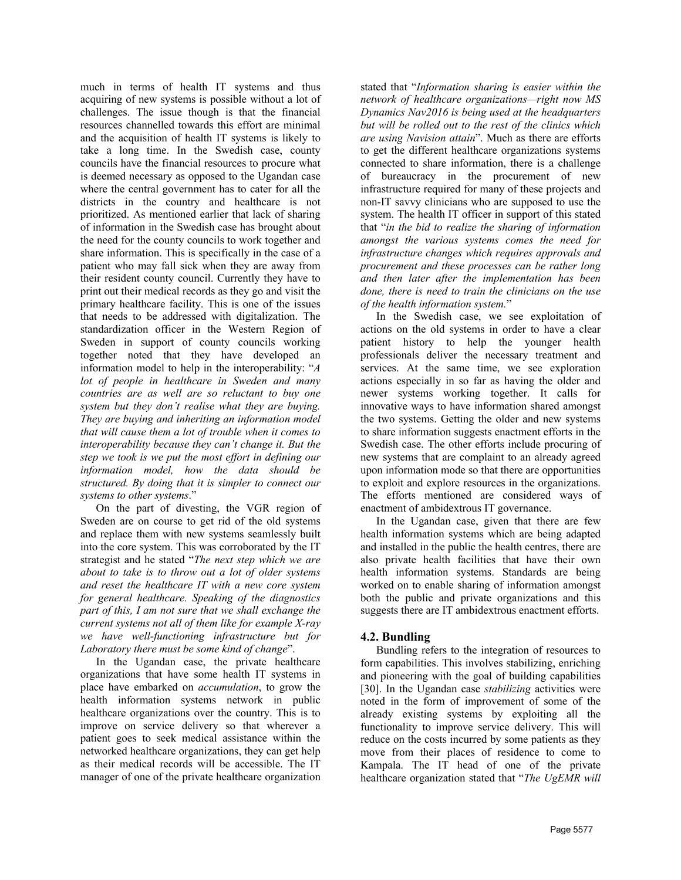much in terms of health IT systems and thus acquiring of new systems is possible without a lot of challenges. The issue though is that the financial resources channelled towards this effort are minimal and the acquisition of health IT systems is likely to take a long time. In the Swedish case, county councils have the financial resources to procure what is deemed necessary as opposed to the Ugandan case where the central government has to cater for all the districts in the country and healthcare is not prioritized. As mentioned earlier that lack of sharing of information in the Swedish case has brought about the need for the county councils to work together and share information. This is specifically in the case of a patient who may fall sick when they are away from their resident county council. Currently they have to print out their medical records as they go and visit the primary healthcare facility. This is one of the issues that needs to be addressed with digitalization. The standardization officer in the Western Region of Sweden in support of county councils working together noted that they have developed an information model to help in the interoperability: "*A lot of people in healthcare in Sweden and many countries are as well are so reluctant to buy one system but they don't realise what they are buying. They are buying and inheriting an information model that will cause them a lot of trouble when it comes to interoperability because they can't change it. But the step we took is we put the most effort in defining our information model, how the data should be structured. By doing that it is simpler to connect our systems to other systems*."

On the part of divesting, the VGR region of Sweden are on course to get rid of the old systems and replace them with new systems seamlessly built into the core system. This was corroborated by the IT strategist and he stated "*The next step which we are about to take is to throw out a lot of older systems and reset the healthcare IT with a new core system for general healthcare. Speaking of the diagnostics part of this, I am not sure that we shall exchange the current systems not all of them like for example X-ray we have well-functioning infrastructure but for Laboratory there must be some kind of change*".

In the Ugandan case, the private healthcare organizations that have some health IT systems in place have embarked on *accumulation*, to grow the health information systems network in public healthcare organizations over the country. This is to improve on service delivery so that wherever a patient goes to seek medical assistance within the networked healthcare organizations, they can get help as their medical records will be accessible. The IT manager of one of the private healthcare organization stated that "*Information sharing is easier within the network of healthcare organizations—right now MS Dynamics Nav2016 is being used at the headquarters but will be rolled out to the rest of the clinics which are using Navision attain*". Much as there are efforts to get the different healthcare organizations systems connected to share information, there is a challenge of bureaucracy in the procurement of new infrastructure required for many of these projects and non-IT savvy clinicians who are supposed to use the system. The health IT officer in support of this stated that "*in the bid to realize the sharing of information amongst the various systems comes the need for infrastructure changes which requires approvals and procurement and these processes can be rather long and then later after the implementation has been done, there is need to train the clinicians on the use of the health information system.*"

In the Swedish case, we see exploitation of actions on the old systems in order to have a clear patient history to help the younger health professionals deliver the necessary treatment and services. At the same time, we see exploration actions especially in so far as having the older and newer systems working together. It calls for innovative ways to have information shared amongst the two systems. Getting the older and new systems to share information suggests enactment efforts in the Swedish case. The other efforts include procuring of new systems that are complaint to an already agreed upon information mode so that there are opportunities to exploit and explore resources in the organizations. The efforts mentioned are considered ways of enactment of ambidextrous IT governance.

In the Ugandan case, given that there are few health information systems which are being adapted and installed in the public the health centres, there are also private health facilities that have their own health information systems. Standards are being worked on to enable sharing of information amongst both the public and private organizations and this suggests there are IT ambidextrous enactment efforts.

### 4.2. Bundling

Bundling refers to the integration of resources to form capabilities. This involves stabilizing, enriching and pioneering with the goal of building capabilities [30]. In the Ugandan case *stabilizing* activities were noted in the form of improvement of some of the already existing systems by exploiting all the functionality to improve service delivery. This will reduce on the costs incurred by some patients as they move from their places of residence to come to Kampala. The IT head of one of the private healthcare organization stated that "*The UgEMR will*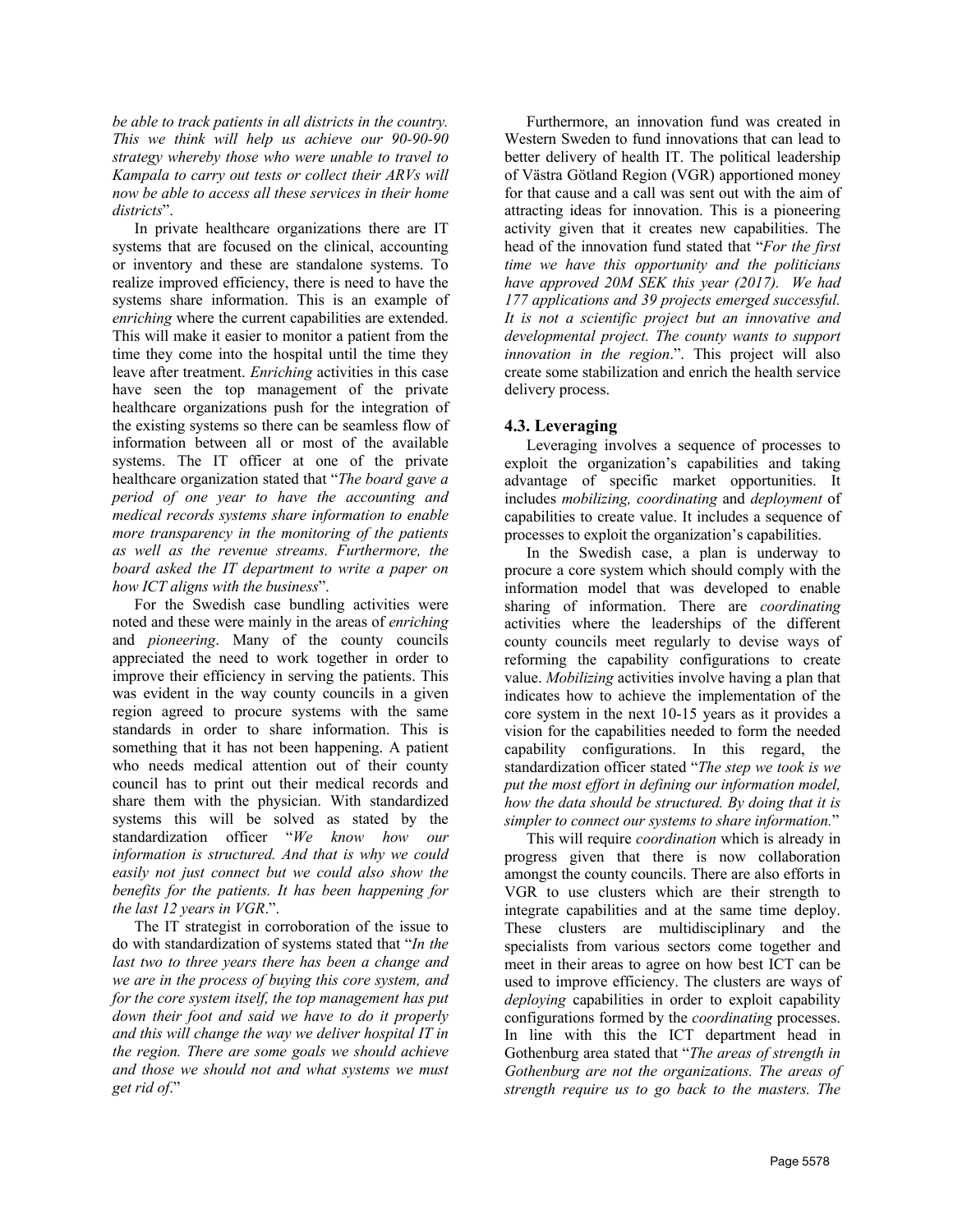*be able to track patients in all districts in the country. This we think will help us achieve our 90-90-90 strategy whereby those who were unable to travel to Kampala to carry out tests or collect their ARVs will now be able to access all these services in their home districts*".

In private healthcare organizations there are IT systems that are focused on the clinical, accounting or inventory and these are standalone systems. To realize improved efficiency, there is need to have the systems share information. This is an example of *enriching* where the current capabilities are extended. This will make it easier to monitor a patient from the time they come into the hospital until the time they leave after treatment. *Enriching* activities in this case have seen the top management of the private healthcare organizations push for the integration of the existing systems so there can be seamless flow of information between all or most of the available systems. The IT officer at one of the private healthcare organization stated that "*The board gave a period of one year to have the accounting and medical records systems share information to enable more transparency in the monitoring of the patients as well as the revenue streams. Furthermore, the board asked the IT department to write a paper on how ICT aligns with the business*".

For the Swedish case bundling activities were noted and these were mainly in the areas of *enriching* and *pioneering*. Many of the county councils appreciated the need to work together in order to improve their efficiency in serving the patients. This was evident in the way county councils in a given region agreed to procure systems with the same standards in order to share information. This is something that it has not been happening. A patient who needs medical attention out of their county council has to print out their medical records and share them with the physician. With standardized systems this will be solved as stated by the standardization officer "*We know how our information is structured. And that is why we could easily not just connect but we could also show the benefits for the patients. It has been happening for the last 12 years in VGR*.".

The IT strategist in corroboration of the issue to do with standardization of systems stated that "*In the last two to three years there has been a change and we are in the process of buying this core system, and for the core system itself, the top management has put down their foot and said we have to do it properly and this will change the way we deliver hospital IT in the region. There are some goals we should achieve and those we should not and what systems we must get rid of*."

Furthermore, an innovation fund was created in Western Sweden to fund innovations that can lead to better delivery of health IT. The political leadership of Västra Götland Region (VGR) apportioned money for that cause and a call was sent out with the aim of attracting ideas for innovation. This is a pioneering activity given that it creates new capabilities. The head of the innovation fund stated that "*For the first time we have this opportunity and the politicians have approved 20M SEK this year (2017). We had 177 applications and 39 projects emerged successful. It is not a scientific project but an innovative and developmental project. The county wants to support innovation in the region*.". This project will also create some stabilization and enrich the health service delivery process.

### 4.3. Leveraging

Leveraging involves a sequence of processes to exploit the organization's capabilities and taking advantage of specific market opportunities. It includes *mobilizing, coordinating* and *deployment* of capabilities to create value. It includes a sequence of processes to exploit the organization's capabilities.

In the Swedish case, a plan is underway to procure a core system which should comply with the information model that was developed to enable sharing of information. There are *coordinating* activities where the leaderships of the different county councils meet regularly to devise ways of reforming the capability configurations to create value. *Mobilizing* activities involve having a plan that indicates how to achieve the implementation of the core system in the next 10-15 years as it provides a vision for the capabilities needed to form the needed capability configurations. In this regard, the standardization officer stated "*The step we took is we put the most effort in defining our information model, how the data should be structured. By doing that it is simpler to connect our systems to share information.*"

This will require *coordination* which is already in progress given that there is now collaboration amongst the county councils. There are also efforts in VGR to use clusters which are their strength to integrate capabilities and at the same time deploy. These clusters are multidisciplinary and the specialists from various sectors come together and meet in their areas to agree on how best ICT can be used to improve efficiency. The clusters are ways of *deploying* capabilities in order to exploit capability configurations formed by the *coordinating* processes. In line with this the ICT department head in Gothenburg area stated that "*The areas of strength in Gothenburg are not the organizations. The areas of strength require us to go back to the masters. The*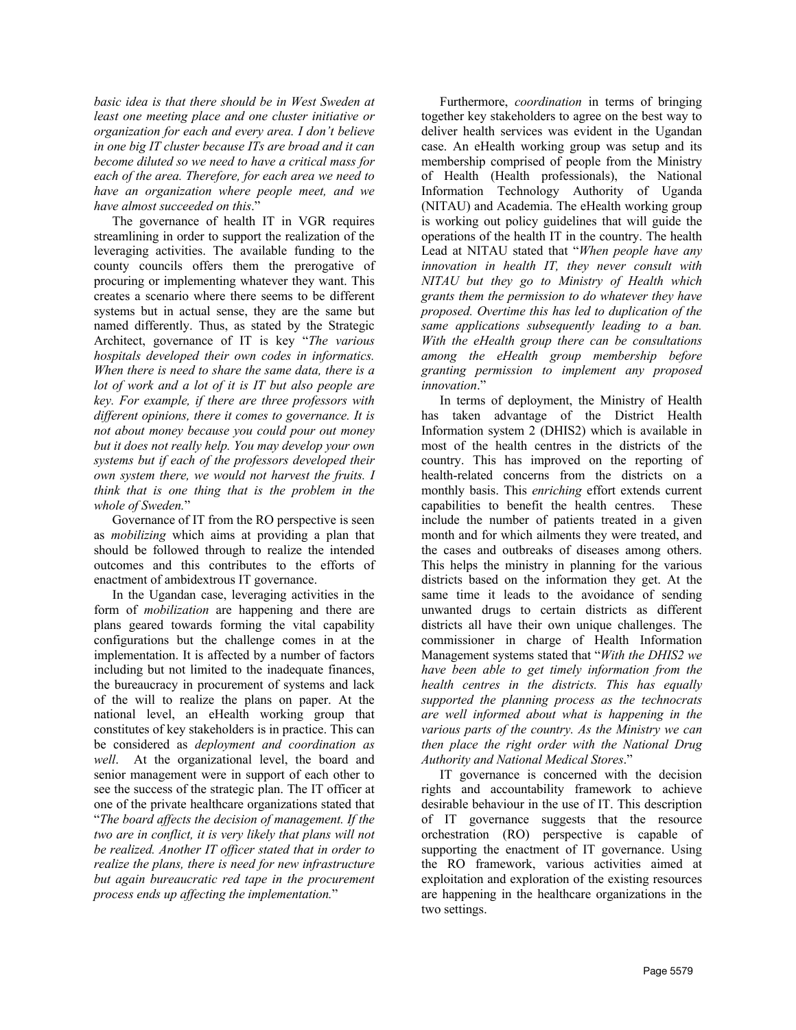*basic idea is that there should be in West Sweden at least one meeting place and one cluster initiative or organization for each and every area. I don't believe in one big IT cluster because ITs are broad and it can become diluted so we need to have a critical mass for each of the area. Therefore, for each area we need to have an organization where people meet, and we have almost succeeded on this*."

The governance of health IT in VGR requires streamlining in order to support the realization of the leveraging activities. The available funding to the county councils offers them the prerogative of procuring or implementing whatever they want. This creates a scenario where there seems to be different systems but in actual sense, they are the same but named differently. Thus, as stated by the Strategic Architect, governance of IT is key "*The various hospitals developed their own codes in informatics. When there is need to share the same data, there is a lot of work and a lot of it is IT but also people are key. For example, if there are three professors with different opinions, there it comes to governance. It is not about money because you could pour out money but it does not really help. You may develop your own systems but if each of the professors developed their own system there, we would not harvest the fruits. I think that is one thing that is the problem in the whole of Sweden.*"

Governance of IT from the RO perspective is seen as *mobilizing* which aims at providing a plan that should be followed through to realize the intended outcomes and this contributes to the efforts of enactment of ambidextrous IT governance.

In the Ugandan case, leveraging activities in the form of *mobilization* are happening and there are plans geared towards forming the vital capability configurations but the challenge comes in at the implementation. It is affected by a number of factors including but not limited to the inadequate finances, the bureaucracy in procurement of systems and lack of the will to realize the plans on paper. At the national level, an eHealth working group that constitutes of key stakeholders is in practice. This can be considered as *deployment and coordination as well*. At the organizational level, the board and senior management were in support of each other to see the success of the strategic plan. The IT officer at one of the private healthcare organizations stated that "*The board affects the decision of management. If the two are in conflict, it is very likely that plans will not be realized. Another IT officer stated that in order to realize the plans, there is need for new infrastructure but again bureaucratic red tape in the procurement process ends up affecting the implementation.*"

Furthermore, *coordination* in terms of bringing together key stakeholders to agree on the best way to deliver health services was evident in the Ugandan case. An eHealth working group was setup and its membership comprised of people from the Ministry of Health (Health professionals), the National Information Technology Authority of Uganda (NITAU) and Academia. The eHealth working group is working out policy guidelines that will guide the operations of the health IT in the country. The health Lead at NITAU stated that "*When people have any innovation in health IT, they never consult with NITAU but they go to Ministry of Health which grants them the permission to do whatever they have proposed. Overtime this has led to duplication of the same applications subsequently leading to a ban. With the eHealth group there can be consultations among the eHealth group membership before granting permission to implement any proposed innovation*."

In terms of deployment, the Ministry of Health has taken advantage of the District Health Information system 2 (DHIS2) which is available in most of the health centres in the districts of the country. This has improved on the reporting of health-related concerns from the districts on a monthly basis. This *enriching* effort extends current capabilities to benefit the health centres. These include the number of patients treated in a given month and for which ailments they were treated, and the cases and outbreaks of diseases among others. This helps the ministry in planning for the various districts based on the information they get. At the same time it leads to the avoidance of sending unwanted drugs to certain districts as different districts all have their own unique challenges. The commissioner in charge of Health Information Management systems stated that "*With the DHIS2 we have been able to get timely information from the health centres in the districts. This has equally supported the planning process as the technocrats are well informed about what is happening in the various parts of the country. As the Ministry we can then place the right order with the National Drug Authority and National Medical Stores*."

IT governance is concerned with the decision rights and accountability framework to achieve desirable behaviour in the use of IT. This description of IT governance suggests that the resource orchestration (RO) perspective is capable of supporting the enactment of IT governance. Using the RO framework, various activities aimed at exploitation and exploration of the existing resources are happening in the healthcare organizations in the two settings.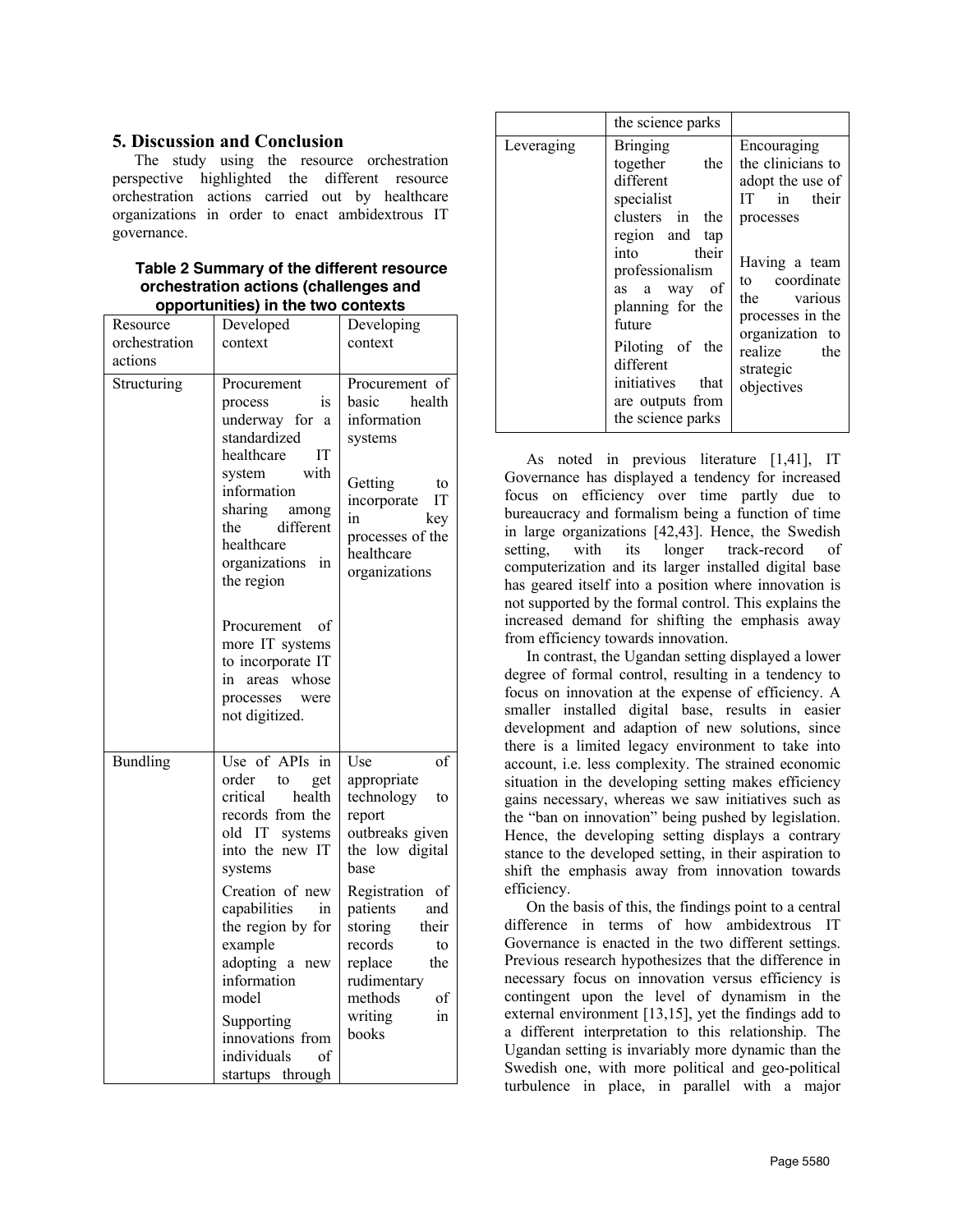## 5. Discussion and Conclusion

The study using the resource orchestration perspective highlighted the different resource orchestration actions carried out by healthcare organizations in order to enact ambidextrous IT governance.

**Table 2 Summary of the different resource orchestration actions (challenges and opportunities) in the two contexts**

| Resource orchestration actions | Developed context | Developing context |
|---|---|---|
| Structuring | Procurement process is underway for a standardized healthcare IT system with information sharing among the different healthcare organizations in the region<br><br>Procurement of more IT systems to incorporate IT in areas whose processes were not digitized. | Procurement of basic health information systems<br><br>Getting to incorporate IT in key processes of the healthcare organizations |
| Bundling | Use of APIs in order to get critical health records from the old IT systems into the new IT systems<br><br>Creation of new capabilities in the region by for example adopting a new information model<br><br>Supporting innovations from individuals of startups through the science parks | Use of appropriate technology to report outbreaks given the low digital base<br><br>Registration of patients and storing their records to replace the rudimentary methods of writing in books |
| Leveraging | Bringing together the different specialist clusters in the region and tap into their professionalism as a way of planning for the future<br><br>Piloting of the different initiatives that are outputs from the science parks | Encouraging the clinicians to adopt the use of IT in their processes<br><br>Having a team to coordinate the various processes in the organization to realize the strategic objectives |

As noted in previous literature [1,41], IT Governance has displayed a tendency for increased focus on efficiency over time partly due to bureaucracy and formalism being a function of time in large organizations [42,43]. Hence, the Swedish setting, with its longer track-record of computerization and its larger installed digital base has geared itself into a position where innovation is not supported by the formal control. This explains the increased demand for shifting the emphasis away from efficiency towards innovation.

In contrast, the Ugandan setting displayed a lower degree of formal control, resulting in a tendency to focus on innovation at the expense of efficiency. A smaller installed digital base, results in easier development and adaption of new solutions, since there is a limited legacy environment to take into account, i.e. less complexity. The strained economic situation in the developing setting makes efficiency gains necessary, whereas we saw initiatives such as the "ban on innovation" being pushed by legislation. Hence, the developing setting displays a contrary stance to the developed setting, in their aspiration to shift the emphasis away from innovation towards efficiency.

On the basis of this, the findings point to a central difference in terms of how ambidextrous IT Governance is enacted in the two different settings. Previous research hypothesizes that the difference in necessary focus on innovation versus efficiency is contingent upon the level of dynamism in the external environment [13,15], yet the findings add to a different interpretation to this relationship. The Ugandan setting is invariably more dynamic than the Swedish one, with more political and geo-political turbulence in place, in parallel with a major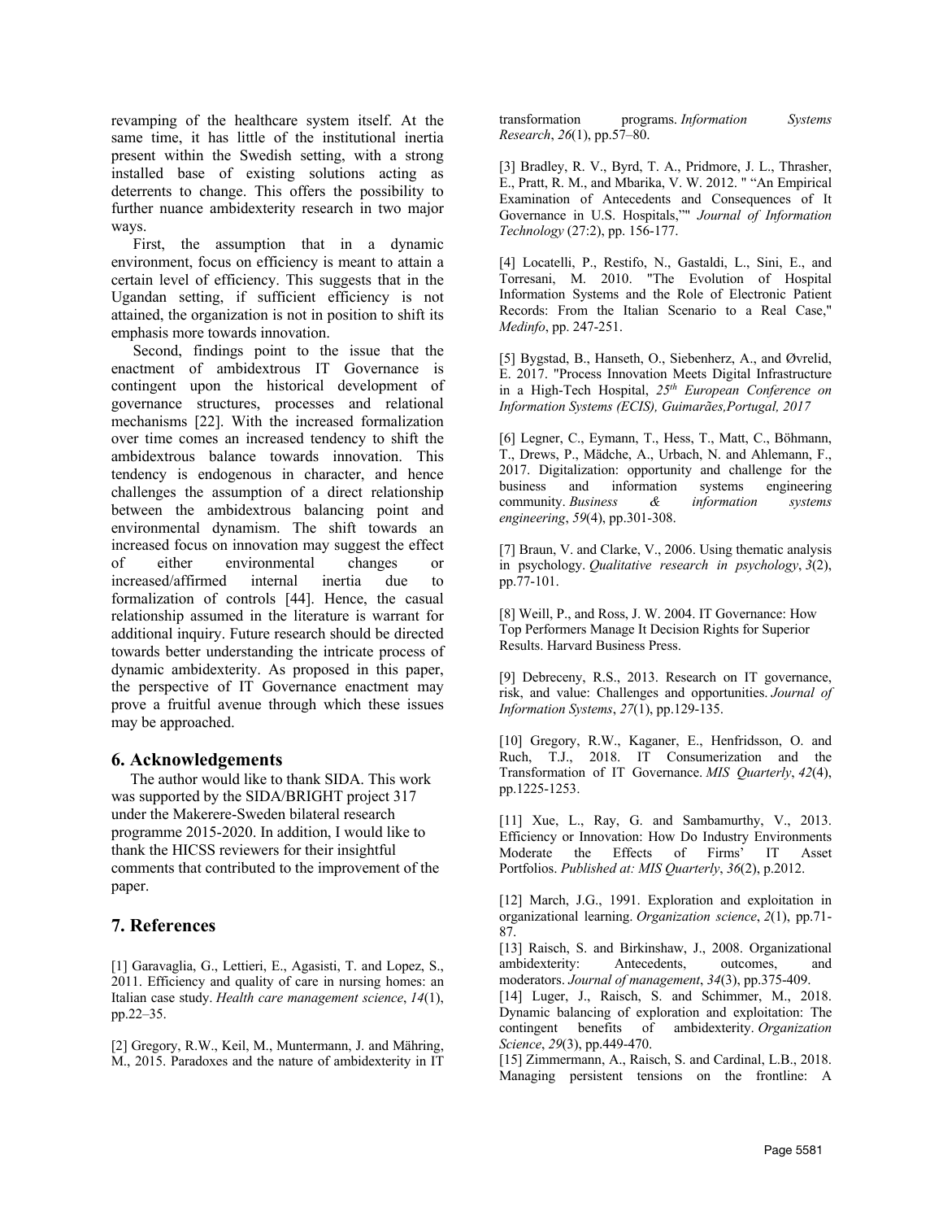revamping of the healthcare system itself. At the same time, it has little of the institutional inertia present within the Swedish setting, with a strong installed base of existing solutions acting as deterrents to change. This offers the possibility to further nuance ambidexterity research in two major ways.

First, the assumption that in a dynamic environment, focus on efficiency is meant to attain a certain level of efficiency. This suggests that in the Ugandan setting, if sufficient efficiency is not attained, the organization is not in position to shift its emphasis more towards innovation.

Second, findings point to the issue that the enactment of ambidextrous IT Governance is contingent upon the historical development of governance structures, processes and relational mechanisms [22]. With the increased formalization over time comes an increased tendency to shift the ambidextrous balance towards innovation. This tendency is endogenous in character, and hence challenges the assumption of a direct relationship between the ambidextrous balancing point and environmental dynamism. The shift towards an increased focus on innovation may suggest the effect of either environmental changes or increased/affirmed internal inertia due to formalization of controls [44]. Hence, the casual relationship assumed in the literature is warrant for additional inquiry. Future research should be directed towards better understanding the intricate process of dynamic ambidexterity. As proposed in this paper, the perspective of IT Governance enactment may prove a fruitful avenue through which these issues may be approached.

## 6. Acknowledgements

The author would like to thank SIDA. This work was supported by the SIDA/BRIGHT project 317 under the Makerere-Sweden bilateral research programme 2015-2020. In addition, I would like to thank the HICSS reviewers for their insightful comments that contributed to the improvement of the paper.

## 7. References

[1] Garavaglia, G., Lettieri, E., Agasisti, T. and Lopez, S., 2011. Efficiency and quality of care in nursing homes: an Italian case study. *Health care management science*, *14*(1), pp.22–35.

[2] Gregory, R.W., Keil, M., Muntermann, J. and Mähring, M., 2015. Paradoxes and the nature of ambidexterity in IT transformation programs. *Information Systems Research*, *26*(1), pp.57–80.

[3] Bradley, R. V., Byrd, T. A., Pridmore, J. L., Thrasher, E., Pratt, R. M., and Mbarika, V. W. 2012. " "An Empirical Examination of Antecedents and Consequences of It Governance in U.S. Hospitals,"" *Journal of Information Technology* (27:2), pp. 156-177.

[4] Locatelli, P., Restifo, N., Gastaldi, L., Sini, E., and Torresani, M. 2010. "The Evolution of Hospital Information Systems and the Role of Electronic Patient Records: From the Italian Scenario to a Real Case," *Medinfo*, pp. 247-251.

[5] Bygstad, B., Hanseth, O., Siebenherz, A., and Øvrelid, E. 2017. "Process Innovation Meets Digital Infrastructure in a High-Tech Hospital, *25th European Conference on Information Systems (ECIS), Guimarães,Portugal, 2017*

[6] Legner, C., Eymann, T., Hess, T., Matt, C., Böhmann, T., Drews, P., Mädche, A., Urbach, N. and Ahlemann, F., 2017. Digitalization: opportunity and challenge for the business and information systems engineering community. *Business & information systems engineering*, *59*(4), pp.301-308.

[7] Braun, V. and Clarke, V., 2006. Using thematic analysis in psychology. *Qualitative research in psychology*, *3*(2), pp.77-101.

[8] Weill, P., and Ross, J. W. 2004. IT Governance: How Top Performers Manage It Decision Rights for Superior Results. Harvard Business Press.

[9] Debreceny, R.S., 2013. Research on IT governance, risk, and value: Challenges and opportunities. *Journal of Information Systems*, *27*(1), pp.129-135.

[10] Gregory, R.W., Kaganer, E., Henfridsson, O. and Ruch, T.J., 2018. IT Consumerization and the Transformation of IT Governance. *MIS Quarterly*, *42*(4), pp.1225-1253.

[11] Xue, L., Ray, G. and Sambamurthy, V., 2013. Efficiency or Innovation: How Do Industry Environments Moderate the Effects of Firms' IT Asset Portfolios. *Published at: MIS Quarterly*, *36*(2), p.2012.

[12] March, J.G., 1991. Exploration and exploitation in organizational learning. *Organization science*, *2*(1), pp.71-87.

[13] Raisch, S. and Birkinshaw, J., 2008. Organizational ambidexterity: Antecedents, outcomes, and moderators. *Journal of management*, *34*(3), pp.375-409.

[14] Luger, J., Raisch, S. and Schimmer, M., 2018. Dynamic balancing of exploration and exploitation: The contingent benefits of ambidexterity. *Organization Science*, *29*(3), pp.449-470.

[15] Zimmermann, A., Raisch, S. and Cardinal, L.B., 2018. Managing persistent tensions on the frontline: A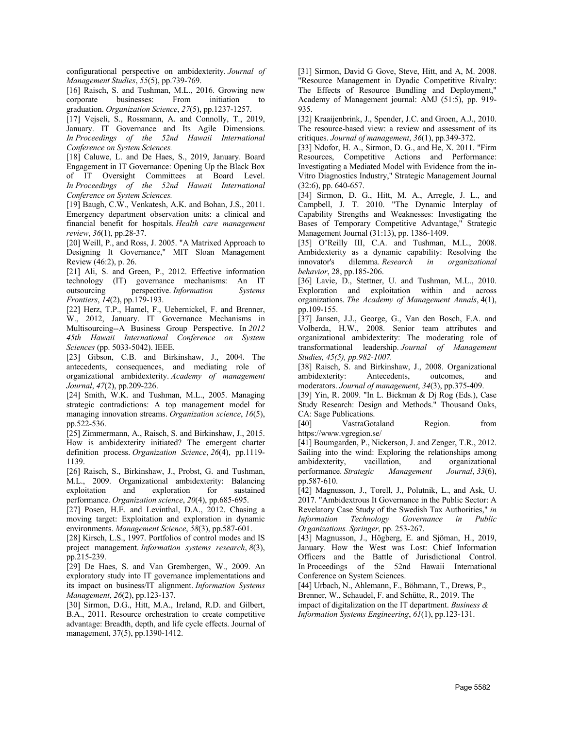configurational perspective on ambidexterity. *Journal of Management Studies*, *55*(5), pp.739-769.

[16] Raisch, S. and Tushman, M.L., 2016. Growing new corporate businesses: From initiation to graduation. *Organization Science*, *27*(5), pp.1237-1257.

[17] Vejseli, S., Rossmann, A. and Connolly, T., 2019, January. IT Governance and Its Agile Dimensions. *In Proceedings of the 52nd Hawaii International Conference on System Sciences.*

[18] Caluwe, L. and De Haes, S., 2019, January. Board Engagement in IT Governance: Opening Up the Black Box of IT Oversight Committees at Board Level. *In Proceedings of the 52nd Hawaii International Conference on System Sciences.*

[19] Baugh, C.W., Venkatesh, A.K. and Bohan, J.S., 2011. Emergency department observation units: a clinical and financial benefit for hospitals. *Health care management review*, *36*(1), pp.28-37.

[20] Weill, P., and Ross, J. 2005. "A Matrixed Approach to Designing It Governance," MIT Sloan Management Review (46:2), p. 26.

[21] Ali, S. and Green, P., 2012. Effective information technology (IT) governance mechanisms: An IT outsourcing perspective. *Information Systems Frontiers*, *14*(2), pp.179-193.

[22] Herz, T.P., Hamel, F., Uebernickel, F. and Brenner, W., 2012, January. IT Governance Mechanisms in Multisourcing--A Business Group Perspective. In *2012 45th Hawaii International Conference on System Sciences* (pp. 5033-5042). IEEE.

[23] Gibson, C.B. and Birkinshaw, J., 2004. The antecedents, consequences, and mediating role of organizational ambidexterity. *Academy of management Journal*, *47*(2), pp.209-226.

[24] Smith, W.K. and Tushman, M.L., 2005. Managing strategic contradictions: A top management model for managing innovation streams. *Organization science*, *16*(5), pp.522-536.

[25] Zimmermann, A., Raisch, S. and Birkinshaw, J., 2015. How is ambidexterity initiated? The emergent charter definition process. *Organization Science*, *26*(4), pp.1119-1139.

[26] Raisch, S., Birkinshaw, J., Probst, G. and Tushman, M.L., 2009. Organizational ambidexterity: Balancing exploitation and exploration for sustained performance. *Organization science*, *20*(4), pp.685-695.

[27] Posen, H.E. and Levinthal, D.A., 2012. Chasing a moving target: Exploitation and exploration in dynamic environments. *Management Science*, *58*(3), pp.587-601.

[28] Kirsch, L.S., 1997. Portfolios of control modes and IS project management. *Information systems research*, *8*(3), pp.215-239.

[29] De Haes, S. and Van Grembergen, W., 2009. An exploratory study into IT governance implementations and its impact on business/IT alignment. *Information Systems Management*, *26*(2), pp.123-137.

[30] Sirmon, D.G., Hitt, M.A., Ireland, R.D. and Gilbert, B.A., 2011. Resource orchestration to create competitive advantage: Breadth, depth, and life cycle effects. Journal of management, 37(5), pp.1390-1412.

[31] Sirmon, David G Gove, Steve, Hitt, and A, M. 2008. "Resource Management in Dyadic Competitive Rivalry: The Effects of Resource Bundling and Deployment," Academy of Management journal: AMJ (51:5), pp. 919-935.

[32] Kraaijenbrink, J., Spender, J.C. and Groen, A.J., 2010. The resource-based view: a review and assessment of its critiques. *Journal of management*, *36*(1), pp.349-372.

[33] Ndofor, H. A., Sirmon, D. G., and He, X. 2011. "Firm Resources, Competitive Actions and Performance: Investigating a Mediated Model with Evidence from the in-Vitro Diagnostics Industry," Strategic Management Journal (32:6), pp. 640-657.

[34] Sirmon, D. G., Hitt, M. A., Arregle, J. L., and Campbell, J. T. 2010. "The Dynamic Interplay of Capability Strengths and Weaknesses: Investigating the Bases of Temporary Competitive Advantage," Strategic Management Journal (31:13), pp. 1386-1409.

[35] O'Reilly III, C.A. and Tushman, M.L., 2008. Ambidexterity as a dynamic capability: Resolving the innovator's dilemma. *Research in organizational behavior*, 28, pp.185-206.

[36] Lavie, D., Stettner, U. and Tushman, M.L., 2010. Exploration and exploitation within and across organizations. *The Academy of Management Annals*, 4(1), pp.109-155.

[37] Jansen, J.J., George, G., Van den Bosch, F.A. and Volberda, H.W., 2008. Senior team attributes and organizational ambidexterity: The moderating role of transformational leadership. *Journal of Management Studies, 45(5), pp.982-1007.*

[38] Raisch, S. and Birkinshaw, J., 2008. Organizational ambidexterity: Antecedents, outcomes, and moderators. *Journal of management*, *34*(3), pp.375-409.

[39] Yin, R. 2009. "In L. Bickman & Dj Rog (Eds.), Case Study Research: Design and Methods." Thousand Oaks, CA: Sage Publications.

[40] VastraGotaland Region. from https://www.vgregion.se/

[41] Boumgarden, P., Nickerson, J. and Zenger, T.R., 2012. Sailing into the wind: Exploring the relationships among ambidexterity, vacillation, and organizational performance. *Strategic Management Journal*, *33*(6), pp.587-610.

[42] Magnusson, J., Torell, J., Polutnik, L., and Ask, U. 2017. "Ambidextrous It Governance in the Public Sector: A Revelatory Case Study of the Swedish Tax Authorities," *in Information Technology Governance in Public Organizations. Springer,* pp. 253-267.

[43] Magnusson, J., Högberg, E. and Sjöman, H., 2019, January. How the West was Lost: Chief Information Officers and the Battle of Jurisdictional Control. In Proceedings of the 52nd Hawaii International Conference on System Sciences.

[44] Urbach, N., Ahlemann, F., Böhmann, T., Drews, P., Brenner, W., Schaudel, F. and Schütte, R., 2019. The impact of digitalization on the IT department. *Business & Information Systems Engineering*, *61*(1), pp.123-131.